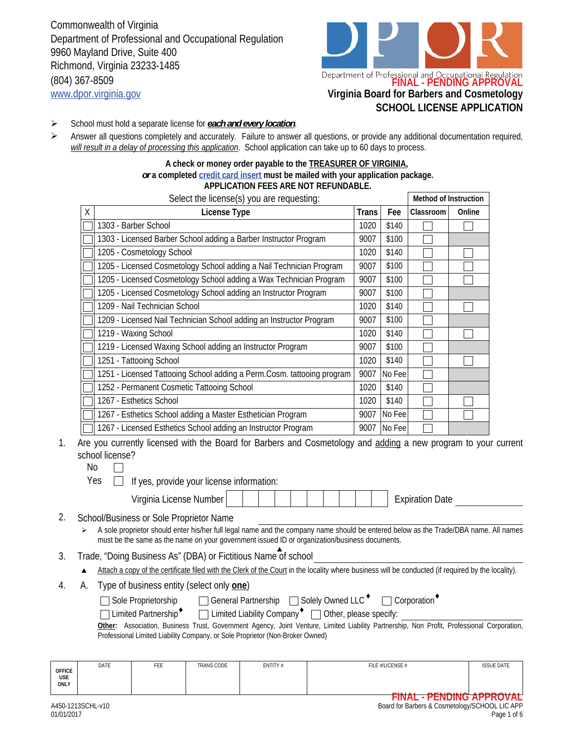Commonwealth of Virginia
Department of Professional and Occupational Regulation
9960 Mayland Drive, Suite 400
Richmond, Virginia 23233-1485
(804) 367-8509
www.dpor.virginia.gov

Department of Professional and Occupational Regulation

FINAL - PENDING APPROVAL

# Virginia Board for Barbers and Cosmetology
# SCHOOL LICENSE APPLICATION

- School must hold a separate license for ***each and every location***.
- Answer all questions completely and accurately. Failure to answer all questions, or provide any additional documentation required, *will result in a delay of processing this application*. School application can take up to 60 days to process.

**A check or money order payable to the TREASURER OF VIRGINIA,**
***or* a completed credit card insert must be mailed with your application package.**
**APPLICATION FEES ARE NOT REFUNDABLE.**

Select the license(s) you are requesting:

| X | License Type | Trans | Fee | Method of Instruction: Classroom | Online |
|---|---|---|---|---|---|
| ☐ | 1303 - Barber School | 1020 | $140 | ☐ | ☐ |
| ☐ | 1303 - Licensed Barber School adding a Barber Instructor Program | 9007 | $100 | ☐ | |
| ☐ | 1205 - Cosmetology School | 1020 | $140 | ☐ | ☐ |
| ☐ | 1205 - Licensed Cosmetology School adding a Nail Technician Program | 9007 | $100 | ☐ | ☐ |
| ☐ | 1205 - Licensed Cosmetology School adding a Wax Technician Program | 9007 | $100 | ☐ | ☐ |
| ☐ | 1205 - Licensed Cosmetology School adding an Instructor Program | 9007 | $100 | ☐ | |
| ☐ | 1209 - Nail Technician School | 1020 | $140 | ☐ | ☐ |
| ☐ | 1209 - Licensed Nail Technician School adding an Instructor Program | 9007 | $100 | ☐ | |
| ☐ | 1219 - Waxing School | 1020 | $140 | ☐ | ☐ |
| ☐ | 1219 - Licensed Waxing School adding an Instructor Program | 9007 | $100 | ☐ | |
| ☐ | 1251 - Tattooing School | 1020 | $140 | ☐ | ☐ |
| ☐ | 1251 - Licensed Tattooing School adding a Perm.Cosm. tattooing program | 9007 | No Fee | ☐ | |
| ☐ | 1252 - Permanent Cosmetic Tattooing School | 1020 | $140 | ☐ | |
| ☐ | 1267 - Esthetics School | 1020 | $140 | ☐ | ☐ |
| ☐ | 1267 - Esthetics School adding a Master Esthetician Program | 9007 | No Fee | ☐ | ☐ |
| ☐ | 1267 - Licensed Esthetics School adding an Instructor Program | 9007 | No Fee | ☐ | |

1. Are you currently licensed with the Board for Barbers and Cosmetology and adding a new program to your current school license?

   No ☐

   Yes ☐ If yes, provide your license information:

   Virginia License Number __________ Expiration Date __________

2. School/Business or Sole Proprietor Name ____________________
   - A sole proprietor should enter his/her full legal name and the company name should be entered below as the Trade/DBA name. All names must be the same as the name on your government issued ID or organization/business documents.

3. Trade, "Doing Business As" (DBA) or Fictitious Name ▲of school ____________________
   - ▲ Attach a copy of the certificate filed with the Clerk of the Court in the locality where business will be conducted (if required by the locality).

4. A. Type of business entity (select only **one**)

   ☐ Sole Proprietorship ☐ General Partnership ☐ Solely Owned LLC♦ ☐ Corporation♦

   ☐ Limited Partnership♦ ☐ Limited Liability Company♦ ☐ Other, please specify: __________

   **Other:** Association, Business Trust, Government Agency, Joint Venture, Limited Liability Partnership, Non Profit, Professional Corporation, Professional Limited Liability Company, or Sole Proprietor (Non-Broker Owned)

| OFFICE USE ONLY | DATE | FEE | TRANS CODE | ENTITY # | FILE #/LICENSE # | ISSUE DATE |
|---|---|---|---|---|---|---|
| | | | | | | |

FINAL - PENDING APPROVAL

A450-1213SCHL-v10
01/01/2017
Board for Barbers & Cosmetology/SCHOOL LIC APP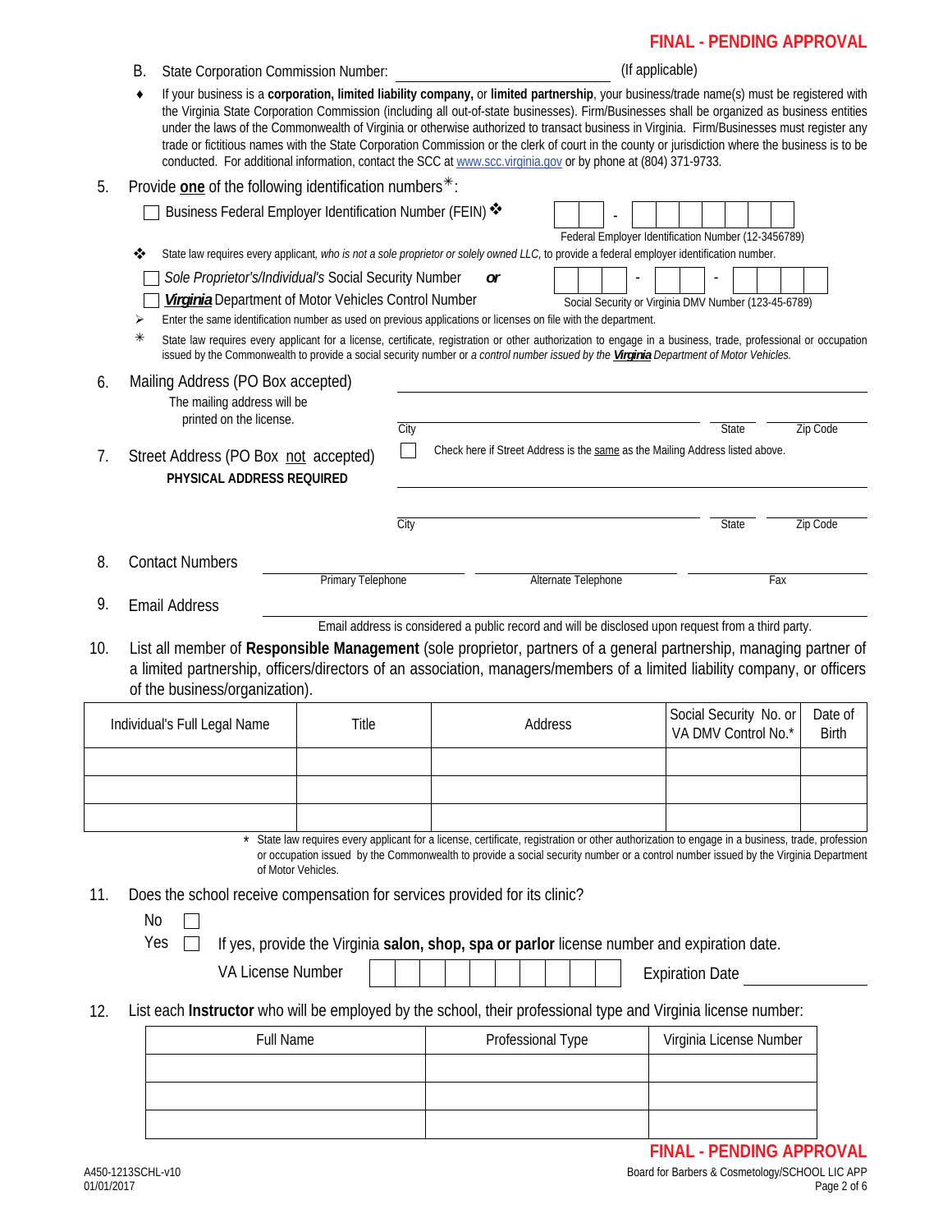FINAL - PENDING APPROVAL

B. State Corporation Commission Number: ______________________ (If applicable)

- If your business is a **corporation, limited liability company,** or **limited partnership**, your business/trade name(s) must be registered with the Virginia State Corporation Commission (including all out-of-state businesses). Firm/Businesses shall be organized as business entities under the laws of the Commonwealth of Virginia or otherwise authorized to transact business in Virginia. Firm/Businesses must register any trade or fictitious names with the State Corporation Commission or the clerk of court in the county or jurisdiction where the business is to be conducted. For additional information, contact the SCC at www.scc.virginia.gov or by phone at (804) 371-9733.

5. Provide **one** of the following identification numbers✳:

☐ Business Federal Employer Identification Number (FEIN) ❖ [ ][ ] - [ ][ ][ ][ ][ ][ ][ ]

Federal Employer Identification Number (12-3456789)

❖ State law requires every applicant, *who is not a sole proprietor or solely owned LLC,* to provide a federal employer identification number.

☐ *Sole Proprietor's/Individual's* Social Security Number ***or***

☐ ***Virginia*** Department of Motor Vehicles Control Number [ ][ ][ ] - [ ][ ] - [ ][ ][ ][ ]

Social Security or Virginia DMV Number (123-45-6789)

➢ Enter the same identification number as used on previous applications or licenses on file with the department.

✳ State law requires every applicant for a license, certificate, registration or other authorization to engage in a business, trade, professional or occupation issued by the Commonwealth to provide a social security number or *a control number issued by the **Virginia** Department of Motor Vehicles.*

6. Mailing Address (PO Box accepted)
   The mailing address will be printed on the license.

   ______________________________________________
   City ______________________ State ______ Zip Code ______

7. Street Address (PO Box not accepted)
   **PHYSICAL ADDRESS REQUIRED**

   ☐ Check here if Street Address is the same as the Mailing Address listed above.

   ______________________________________________
   City ______________________ State ______ Zip Code ______

8. Contact Numbers ______________ Primary Telephone ______________ Alternate Telephone ______________ Fax

9. Email Address ______________________________________________
   Email address is considered a public record and will be disclosed upon request from a third party.

10. List all member of **Responsible Management** (sole proprietor, partners of a general partnership, managing partner of a limited partnership, officers/directors of an association, managers/members of a limited liability company, or officers of the business/organization).

| Individual's Full Legal Name | Title | Address | Social Security No. or VA DMV Control No.* | Date of Birth |
|---|---|---|---|---|
| | | | | |
| | | | | |
| | | | | |

\* State law requires every applicant for a license, certificate, registration or other authorization to engage in a business, trade, profession or occupation issued by the Commonwealth to provide a social security number or a control number issued by the Virginia Department of Motor Vehicles.

11. Does the school receive compensation for services provided for its clinic?

    No ☐

    Yes ☐ If yes, provide the Virginia **salon, shop, spa or parlor** license number and expiration date.

    VA License Number [ ][ ][ ][ ][ ][ ][ ][ ][ ][ ] Expiration Date ______________

12. List each **Instructor** who will be employed by the school, their professional type and Virginia license number:

| Full Name | Professional Type | Virginia License Number |
|---|---|---|
| | | |
| | | |
| | | |

FINAL - PENDING APPROVAL

A450-1213SCHL-v10
01/01/2017

Board for Barbers & Cosmetology/SCHOOL LIC APP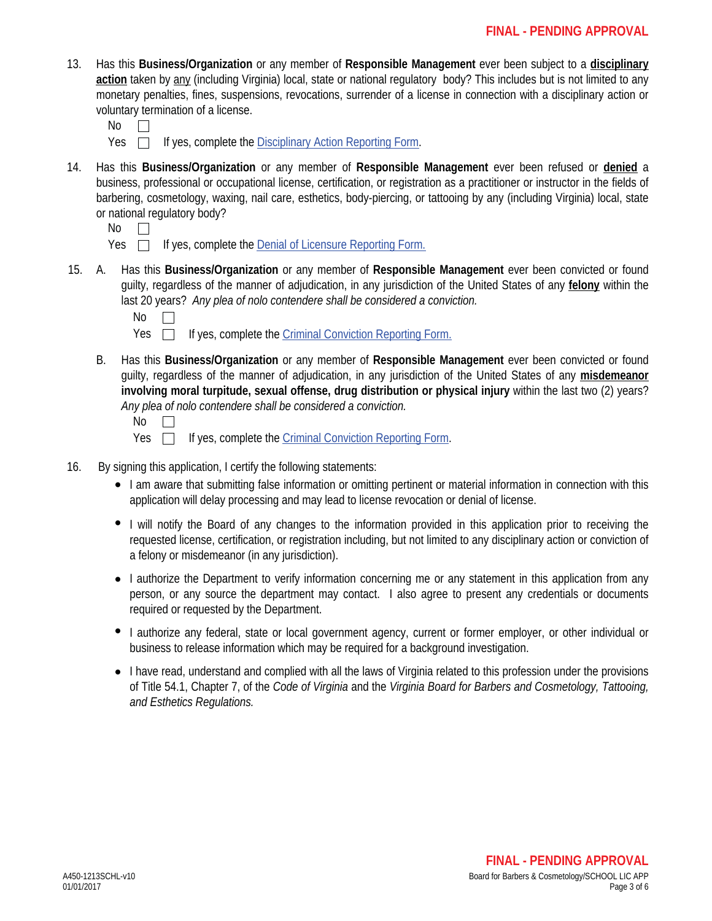13. Has this **Business/Organization** or any member of **Responsible Management** ever been subject to a **disciplinary action** taken by any (including Virginia) local, state or national regulatory body? This includes but is not limited to any monetary penalties, fines, suspensions, revocations, surrender of a license in connection with a disciplinary action or voluntary termination of a license.

    No ☐

    Yes ☐ If yes, complete the Disciplinary Action Reporting Form.

14. Has this **Business/Organization** or any member of **Responsible Management** ever been refused or **denied** a business, professional or occupational license, certification, or registration as a practitioner or instructor in the fields of barbering, cosmetology, waxing, nail care, esthetics, body-piercing, or tattooing by any (including Virginia) local, state or national regulatory body?

    No ☐

    Yes ☐ If yes, complete the Denial of Licensure Reporting Form.

15. A. Has this **Business/Organization** or any member of **Responsible Management** ever been convicted or found guilty, regardless of the manner of adjudication, in any jurisdiction of the United States of any **felony** within the last 20 years? *Any plea of nolo contendere shall be considered a conviction.*

    No ☐

    Yes ☐ If yes, complete the Criminal Conviction Reporting Form.

    B. Has this **Business/Organization** or any member of **Responsible Management** ever been convicted or found guilty, regardless of the manner of adjudication, in any jurisdiction of the United States of any **misdemeanor involving moral turpitude, sexual offense, drug distribution or physical injury** within the last two (2) years? *Any plea of nolo contendere shall be considered a conviction.*

    No ☐

    Yes ☐ If yes, complete the Criminal Conviction Reporting Form.

16. By signing this application, I certify the following statements:

    - I am aware that submitting false information or omitting pertinent or material information in connection with this application will delay processing and may lead to license revocation or denial of license.
    - I will notify the Board of any changes to the information provided in this application prior to receiving the requested license, certification, or registration including, but not limited to any disciplinary action or conviction of a felony or misdemeanor (in any jurisdiction).
    - I authorize the Department to verify information concerning me or any statement in this application from any person, or any source the department may contact. I also agree to present any credentials or documents required or requested by the Department.
    - I authorize any federal, state or local government agency, current or former employer, or other individual or business to release information which may be required for a background investigation.
    - I have read, understand and complied with all the laws of Virginia related to this profession under the provisions of Title 54.1, Chapter 7, of the *Code of Virginia* and the *Virginia Board for Barbers and Cosmetology, Tattooing, and Esthetics Regulations.*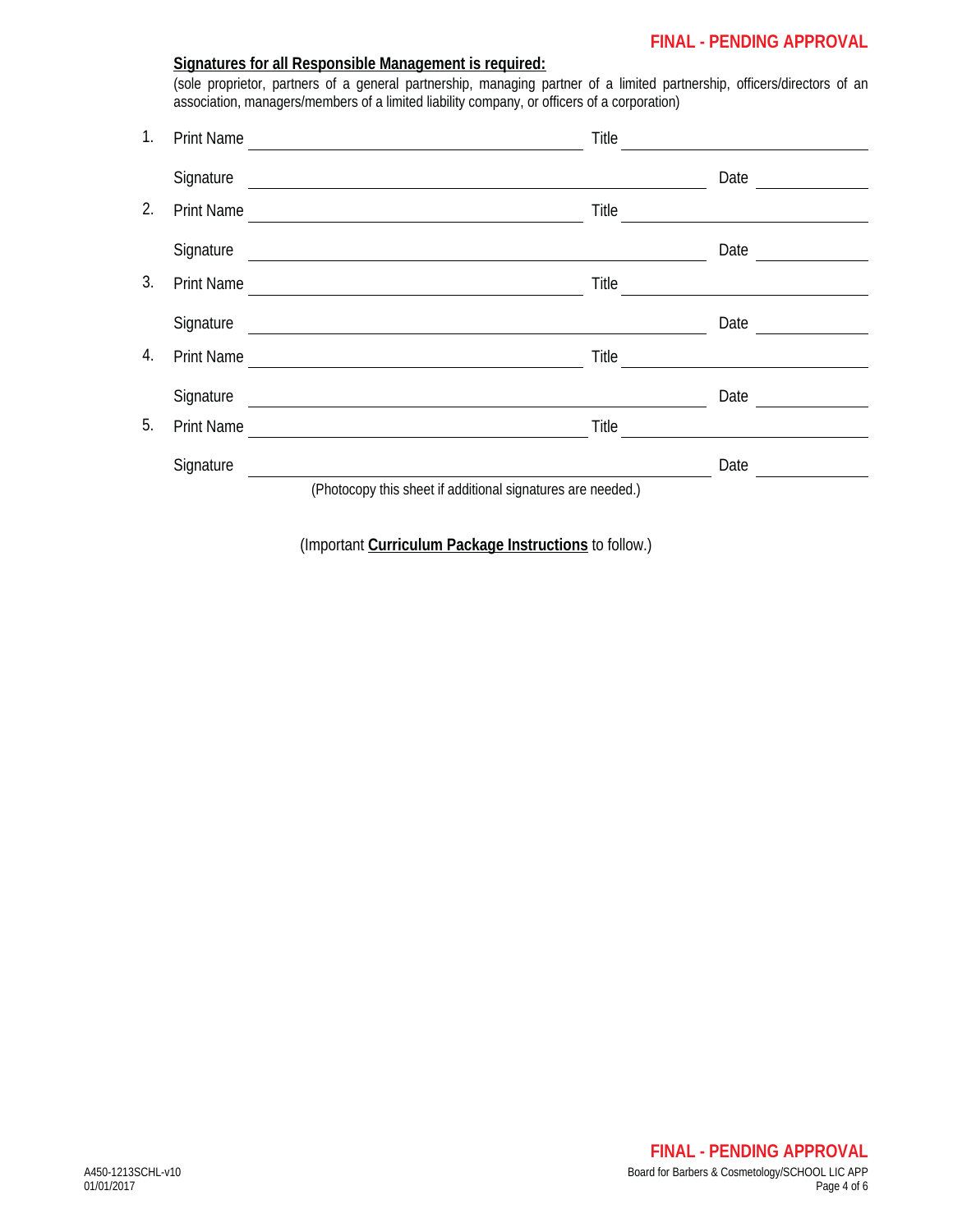**FINAL - PENDING APPROVAL**

**Signatures for all Responsible Management is required:**

(sole proprietor, partners of a general partnership, managing partner of a limited partnership, officers/directors of an association, managers/members of a limited liability company, or officers of a corporation)

1. Print Name ______________________________ Title ______________________

   Signature ______________________________________ Date ____________

2. Print Name ______________________________ Title ______________________

   Signature ______________________________________ Date ____________

3. Print Name ______________________________ Title ______________________

   Signature ______________________________________ Date ____________

4. Print Name ______________________________ Title ______________________

   Signature ______________________________________ Date ____________

5. Print Name ______________________________ Title ______________________

   Signature ______________________________________ Date ____________

(Photocopy this sheet if additional signatures are needed.)

(Important **Curriculum Package Instructions** to follow.)

**FINAL - PENDING APPROVAL**

A450-1213SCHL-v10
01/01/2017

Board for Barbers & Cosmetology/SCHOOL LIC APP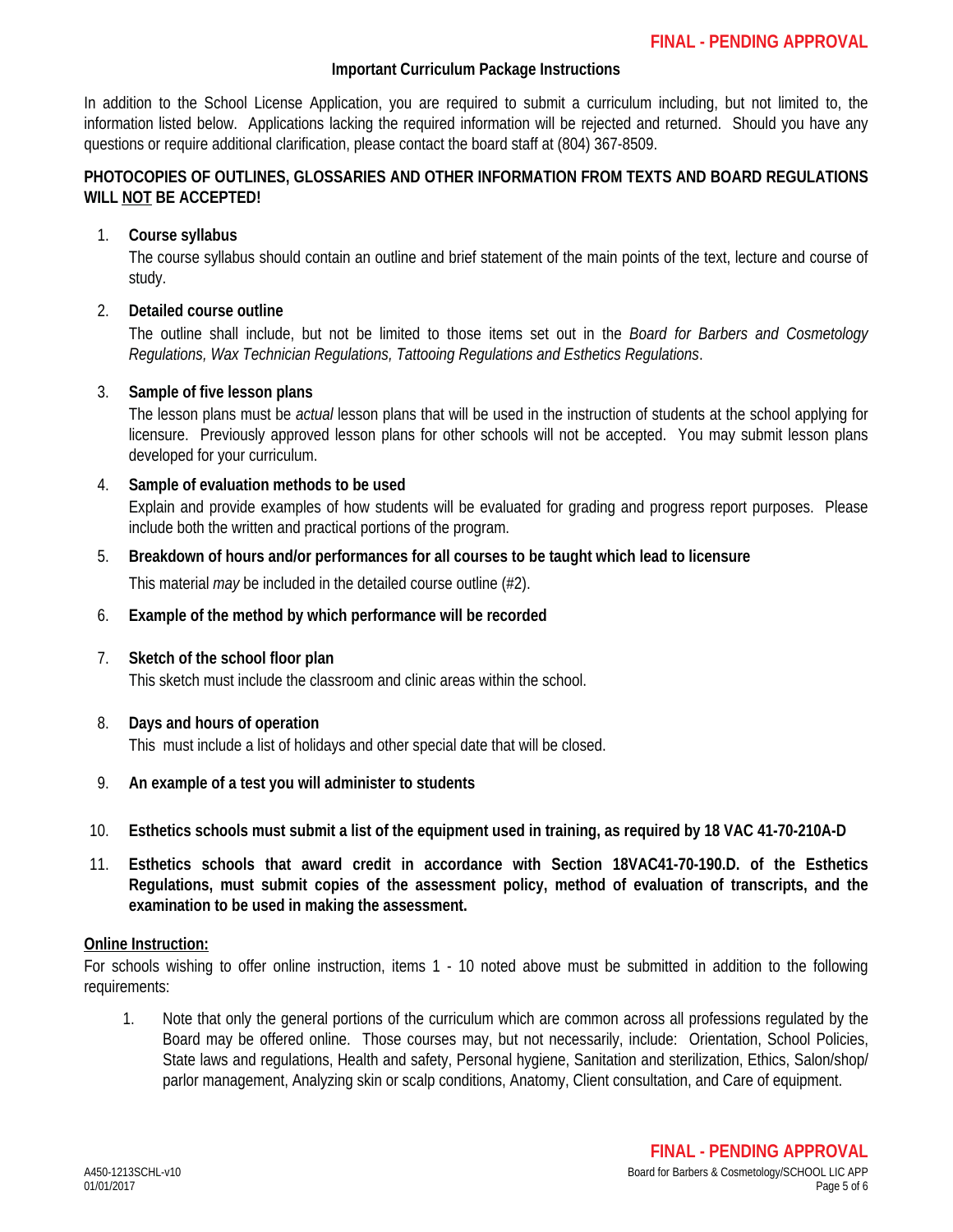**FINAL - PENDING APPROVAL**

## Important Curriculum Package Instructions

In addition to the School License Application, you are required to submit a curriculum including, but not limited to, the information listed below. Applications lacking the required information will be rejected and returned. Should you have any questions or require additional clarification, please contact the board staff at (804) 367-8509.

**PHOTOCOPIES OF OUTLINES, GLOSSARIES AND OTHER INFORMATION FROM TEXTS AND BOARD REGULATIONS WILL NOT BE ACCEPTED!**

1. **Course syllabus**
   The course syllabus should contain an outline and brief statement of the main points of the text, lecture and course of study.

2. **Detailed course outline**
   The outline shall include, but not be limited to those items set out in the *Board for Barbers and Cosmetology Regulations, Wax Technician Regulations, Tattooing Regulations and Esthetics Regulations*.

3. **Sample of five lesson plans**
   The lesson plans must be *actual* lesson plans that will be used in the instruction of students at the school applying for licensure. Previously approved lesson plans for other schools will not be accepted. You may submit lesson plans developed for your curriculum.

4. **Sample of evaluation methods to be used**
   Explain and provide examples of how students will be evaluated for grading and progress report purposes. Please include both the written and practical portions of the program.

5. **Breakdown of hours and/or performances for all courses to be taught which lead to licensure**
   This material *may* be included in the detailed course outline (#2).

6. **Example of the method by which performance will be recorded**

7. **Sketch of the school floor plan**
   This sketch must include the classroom and clinic areas within the school.

8. **Days and hours of operation**
   This must include a list of holidays and other special date that will be closed.

9. **An example of a test you will administer to students**

10. **Esthetics schools must submit a list of the equipment used in training, as required by 18 VAC 41-70-210A-D**

11. **Esthetics schools that award credit in accordance with Section 18VAC41-70-190.D. of the Esthetics Regulations, must submit copies of the assessment policy, method of evaluation of transcripts, and the examination to be used in making the assessment.**

**Online Instruction:**

For schools wishing to offer online instruction, items 1 - 10 noted above must be submitted in addition to the following requirements:

1. Note that only the general portions of the curriculum which are common across all professions regulated by the Board may be offered online. Those courses may, but not necessarily, include: Orientation, School Policies, State laws and regulations, Health and safety, Personal hygiene, Sanitation and sterilization, Ethics, Salon/shop/parlor management, Analyzing skin or scalp conditions, Anatomy, Client consultation, and Care of equipment.

**FINAL - PENDING APPROVAL**

A450-1213SCHL-v10
01/01/2017

Board for Barbers & Cosmetology/SCHOOL LIC APP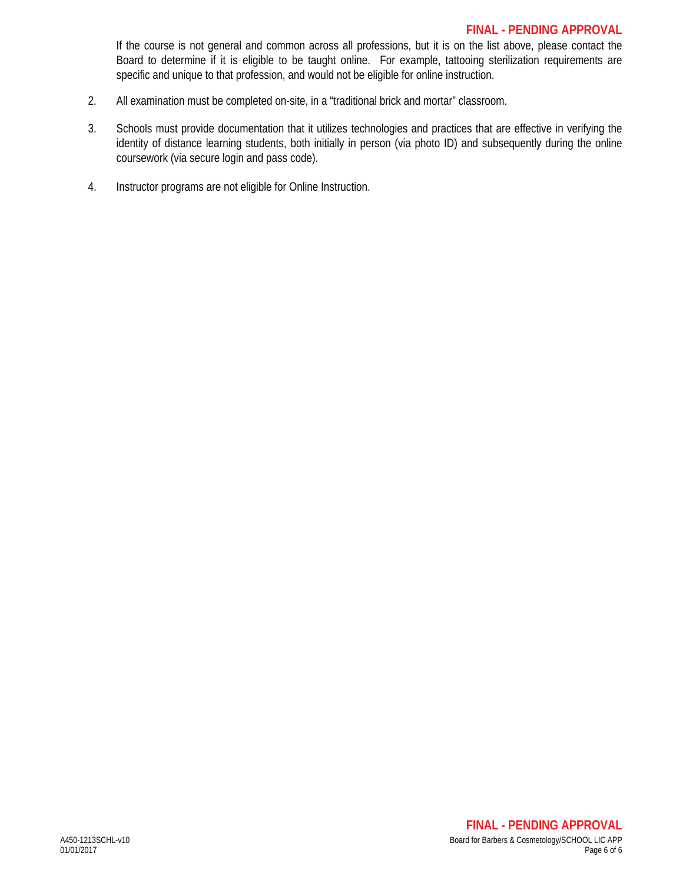If the course is not general and common across all professions, but it is on the list above, please contact the Board to determine if it is eligible to be taught online. For example, tattooing sterilization requirements are specific and unique to that profession, and would not be eligible for online instruction.

2. All examination must be completed on-site, in a "traditional brick and mortar" classroom.

3. Schools must provide documentation that it utilizes technologies and practices that are effective in verifying the identity of distance learning students, both initially in person (via photo ID) and subsequently during the online coursework (via secure login and pass code).

4. Instructor programs are not eligible for Online Instruction.